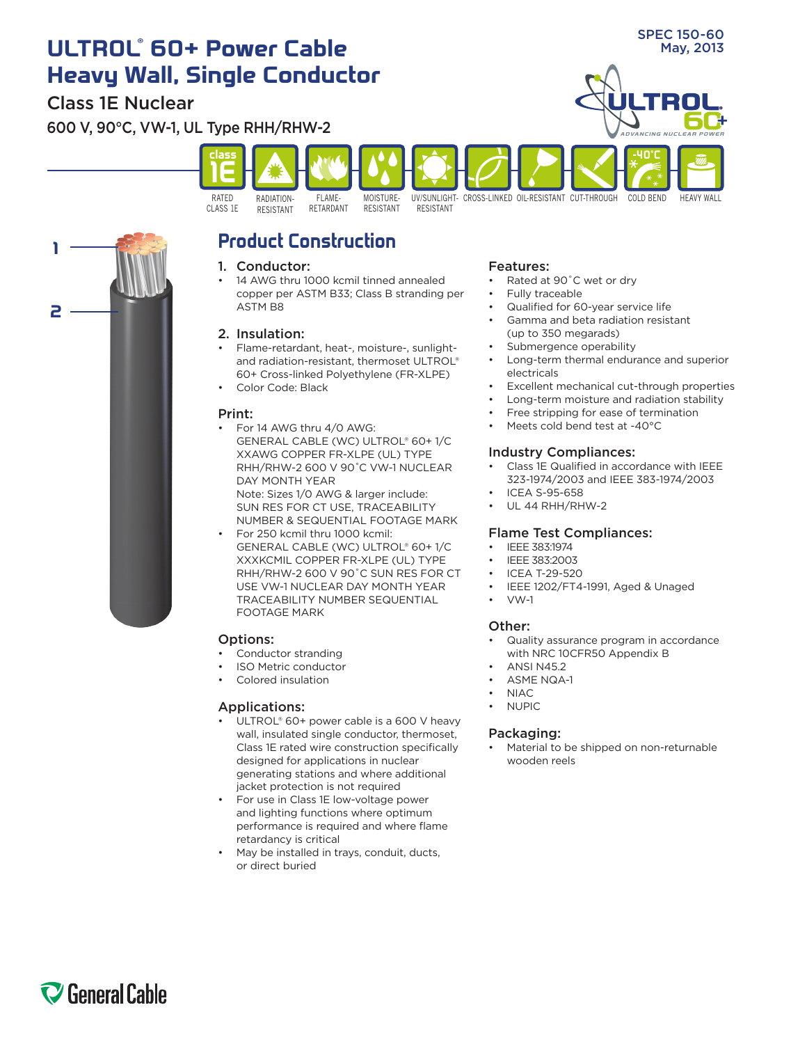SPEC 150-60
May, 2013

# ULTROL® 60+ Power Cable Heavy Wall, Single Conductor

## Class 1E Nuclear

### 600 V, 90°C, VW-1, UL Type RHH/RHW-2

RATED CLASS 1E | RADIATION-RESISTANT | FLAME-RETARDANT | MOISTURE-RESISTANT | UV/SUNLIGHT-RESISTANT | CROSS-LINKED | OIL-RESISTANT | CUT-THROUGH | COLD BEND | HEAVY WALL

## Product Construction

### 1. Conductor:

- 14 AWG thru 1000 kcmil tinned annealed copper per ASTM B33; Class B stranding per ASTM B8

### 2. Insulation:

- Flame-retardant, heat-, moisture-, sunlight- and radiation-resistant, thermoset ULTROL® 60+ Cross-linked Polyethylene (FR-XLPE)
- Color Code: Black

### Print:

- For 14 AWG thru 4/0 AWG:
  GENERAL CABLE (WC) ULTROL® 60+ 1/C XXAWG COPPER FR-XLPE (UL) TYPE RHH/RHW-2 600 V 90˚C VW-1 NUCLEAR DAY MONTH YEAR
  Note: Sizes 1/0 AWG & larger include: SUN RES FOR CT USE, TRACEABILITY NUMBER & SEQUENTIAL FOOTAGE MARK
- For 250 kcmil thru 1000 kcmil:
  GENERAL CABLE (WC) ULTROL® 60+ 1/C XXXKCMIL COPPER FR-XLPE (UL) TYPE RHH/RHW-2 600 V 90˚C SUN RES FOR CT USE VW-1 NUCLEAR DAY MONTH YEAR TRACEABILITY NUMBER SEQUENTIAL FOOTAGE MARK

### Options:

- Conductor stranding
- ISO Metric conductor
- Colored insulation

### Applications:

- ULTROL® 60+ power cable is a 600 V heavy wall, insulated single conductor, thermoset, Class 1E rated wire construction specifically designed for applications in nuclear generating stations and where additional jacket protection is not required
- For use in Class 1E low-voltage power and lighting functions where optimum performance is required and where flame retardancy is critical
- May be installed in trays, conduit, ducts, or direct buried

### Features:

- Rated at 90˚C wet or dry
- Fully traceable
- Qualified for 60-year service life
- Gamma and beta radiation resistant (up to 350 megarads)
- Submergence operability
- Long-term thermal endurance and superior electricals
- Excellent mechanical cut-through properties
- Long-term moisture and radiation stability
- Free stripping for ease of termination
- Meets cold bend test at -40°C

### Industry Compliances:

- Class 1E Qualified in accordance with IEEE 323-1974/2003 and IEEE 383-1974/2003
- ICEA S-95-658
- UL 44 RHH/RHW-2

### Flame Test Compliances:

- IEEE 383:1974
- IEEE 383:2003
- ICEA T-29-520
- IEEE 1202/FT4-1991, Aged & Unaged
- VW-1

### Other:

- Quality assurance program in accordance with NRC 10CFR50 Appendix B
- ANSI N45.2
- ASME NQA-1
- NIAC
- NUPIC

### Packaging:

- Material to be shipped on non-returnable wooden reels

General Cable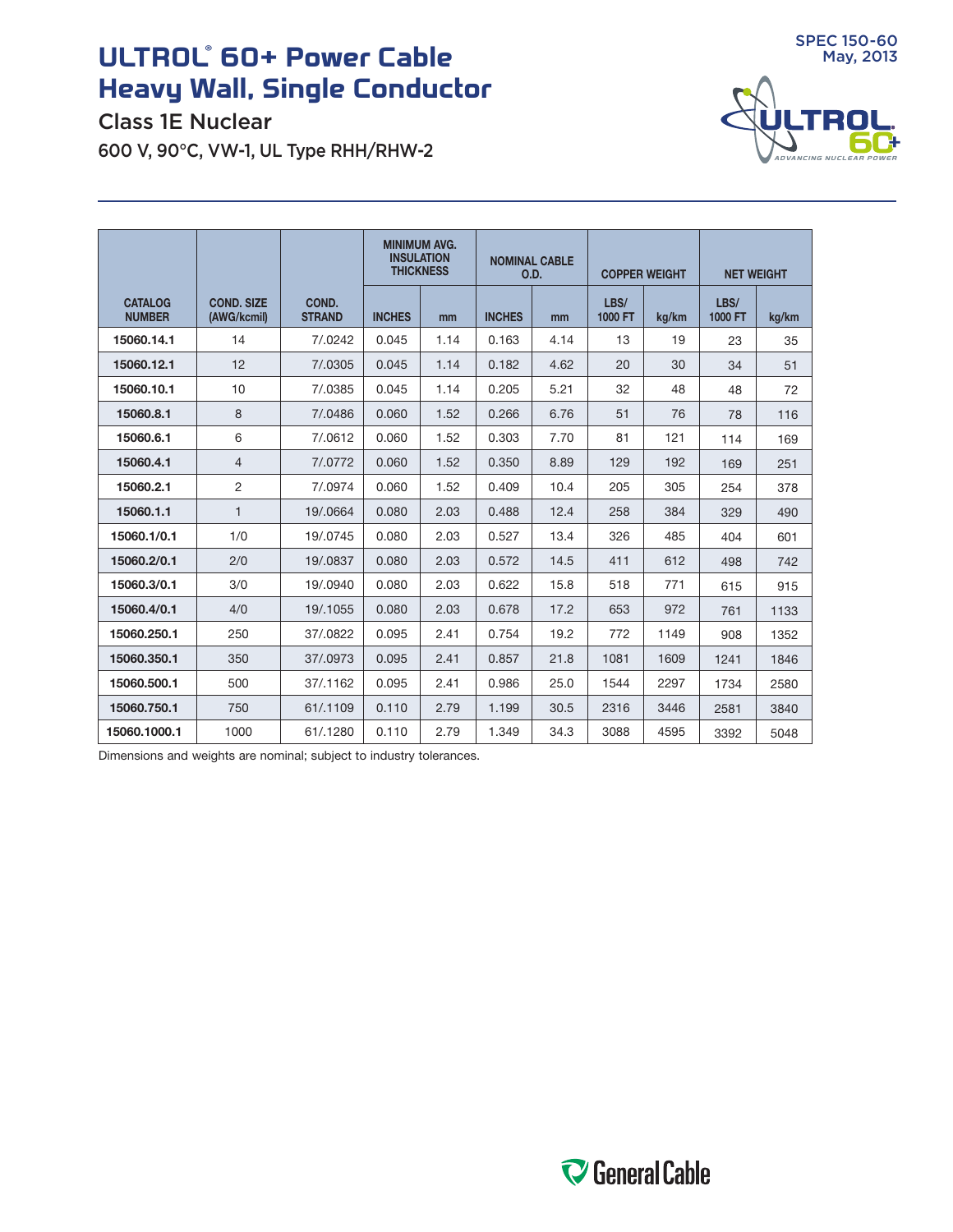# ULTROL® 60+ Power Cable Heavy Wall, Single Conductor

## Class 1E Nuclear

600 V, 90°C, VW-1, UL Type RHH/RHW-2

SPEC 150-60
May, 2013

| CATALOG NUMBER | COND. SIZE (AWG/kcmil) | COND. STRAND | MINIMUM AVG. INSULATION THICKNESS | | NOMINAL CABLE O.D. | | COPPER WEIGHT | | NET WEIGHT | |
|---|---|---|---|---|---|---|---|---|---|---|
| | | | INCHES | mm | INCHES | mm | LBS/ 1000 FT | kg/km | LBS/ 1000 FT | kg/km |
| 15060.14.1 | 14 | 7/.0242 | 0.045 | 1.14 | 0.163 | 4.14 | 13 | 19 | 23 | 35 |
| 15060.12.1 | 12 | 7/.0305 | 0.045 | 1.14 | 0.182 | 4.62 | 20 | 30 | 34 | 51 |
| 15060.10.1 | 10 | 7/.0385 | 0.045 | 1.14 | 0.205 | 5.21 | 32 | 48 | 48 | 72 |
| 15060.8.1 | 8 | 7/.0486 | 0.060 | 1.52 | 0.266 | 6.76 | 51 | 76 | 78 | 116 |
| 15060.6.1 | 6 | 7/.0612 | 0.060 | 1.52 | 0.303 | 7.70 | 81 | 121 | 114 | 169 |
| 15060.4.1 | 4 | 7/.0772 | 0.060 | 1.52 | 0.350 | 8.89 | 129 | 192 | 169 | 251 |
| 15060.2.1 | 2 | 7/.0974 | 0.060 | 1.52 | 0.409 | 10.4 | 205 | 305 | 254 | 378 |
| 15060.1.1 | 1 | 19/.0664 | 0.080 | 2.03 | 0.488 | 12.4 | 258 | 384 | 329 | 490 |
| 15060.1/0.1 | 1/0 | 19/.0745 | 0.080 | 2.03 | 0.527 | 13.4 | 326 | 485 | 404 | 601 |
| 15060.2/0.1 | 2/0 | 19/.0837 | 0.080 | 2.03 | 0.572 | 14.5 | 411 | 612 | 498 | 742 |
| 15060.3/0.1 | 3/0 | 19/.0940 | 0.080 | 2.03 | 0.622 | 15.8 | 518 | 771 | 615 | 915 |
| 15060.4/0.1 | 4/0 | 19/.1055 | 0.080 | 2.03 | 0.678 | 17.2 | 653 | 972 | 761 | 1133 |
| 15060.250.1 | 250 | 37/.0822 | 0.095 | 2.41 | 0.754 | 19.2 | 772 | 1149 | 908 | 1352 |
| 15060.350.1 | 350 | 37/.0973 | 0.095 | 2.41 | 0.857 | 21.8 | 1081 | 1609 | 1241 | 1846 |
| 15060.500.1 | 500 | 37/.1162 | 0.095 | 2.41 | 0.986 | 25.0 | 1544 | 2297 | 1734 | 2580 |
| 15060.750.1 | 750 | 61/.1109 | 0.110 | 2.79 | 1.199 | 30.5 | 2316 | 3446 | 2581 | 3840 |
| 15060.1000.1 | 1000 | 61/.1280 | 0.110 | 2.79 | 1.349 | 34.3 | 3088 | 4595 | 3392 | 5048 |

Dimensions and weights are nominal; subject to industry tolerances.